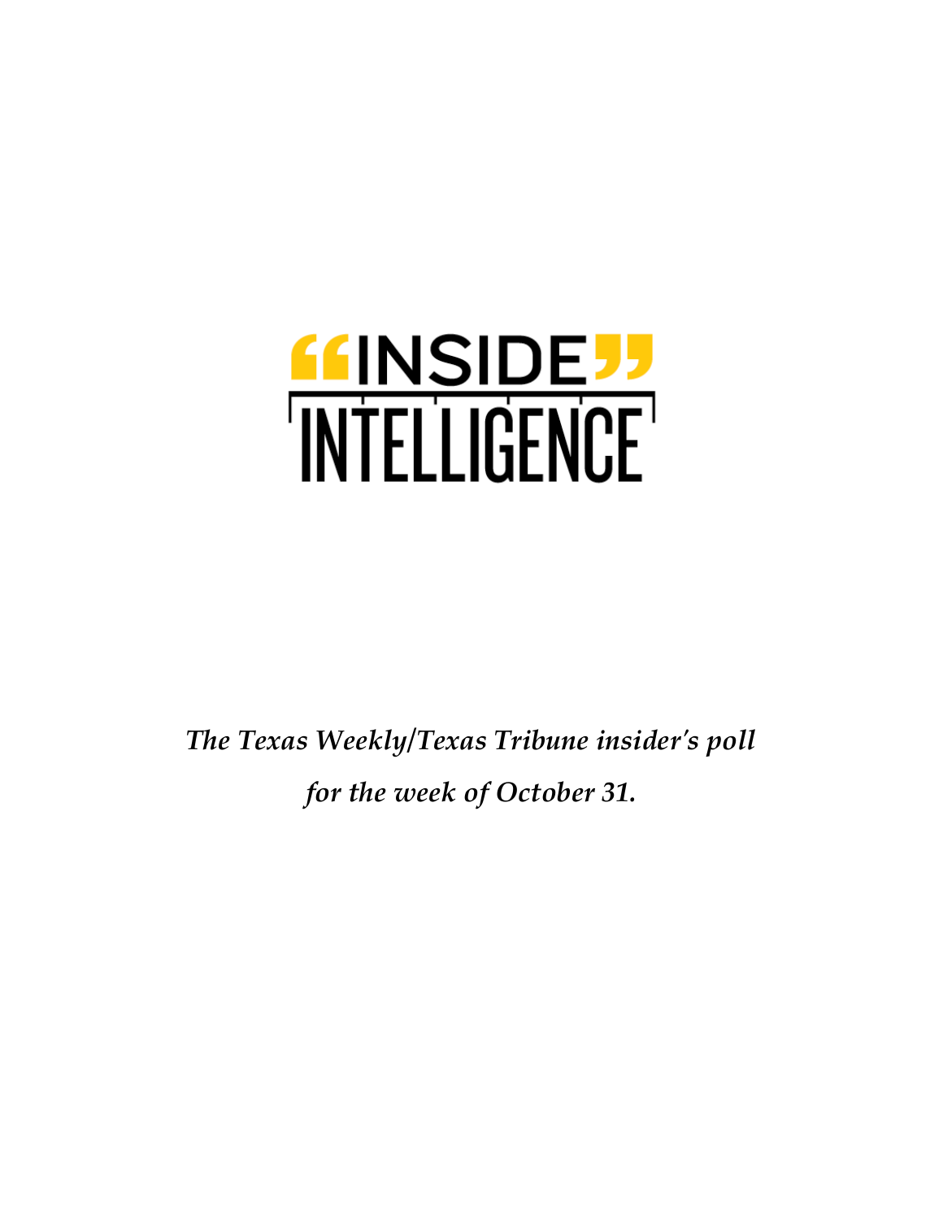# "INSIDE" INTELLIGENCE

*The Texas Weekly/Texas Tribune insider's poll for the week of October 31.*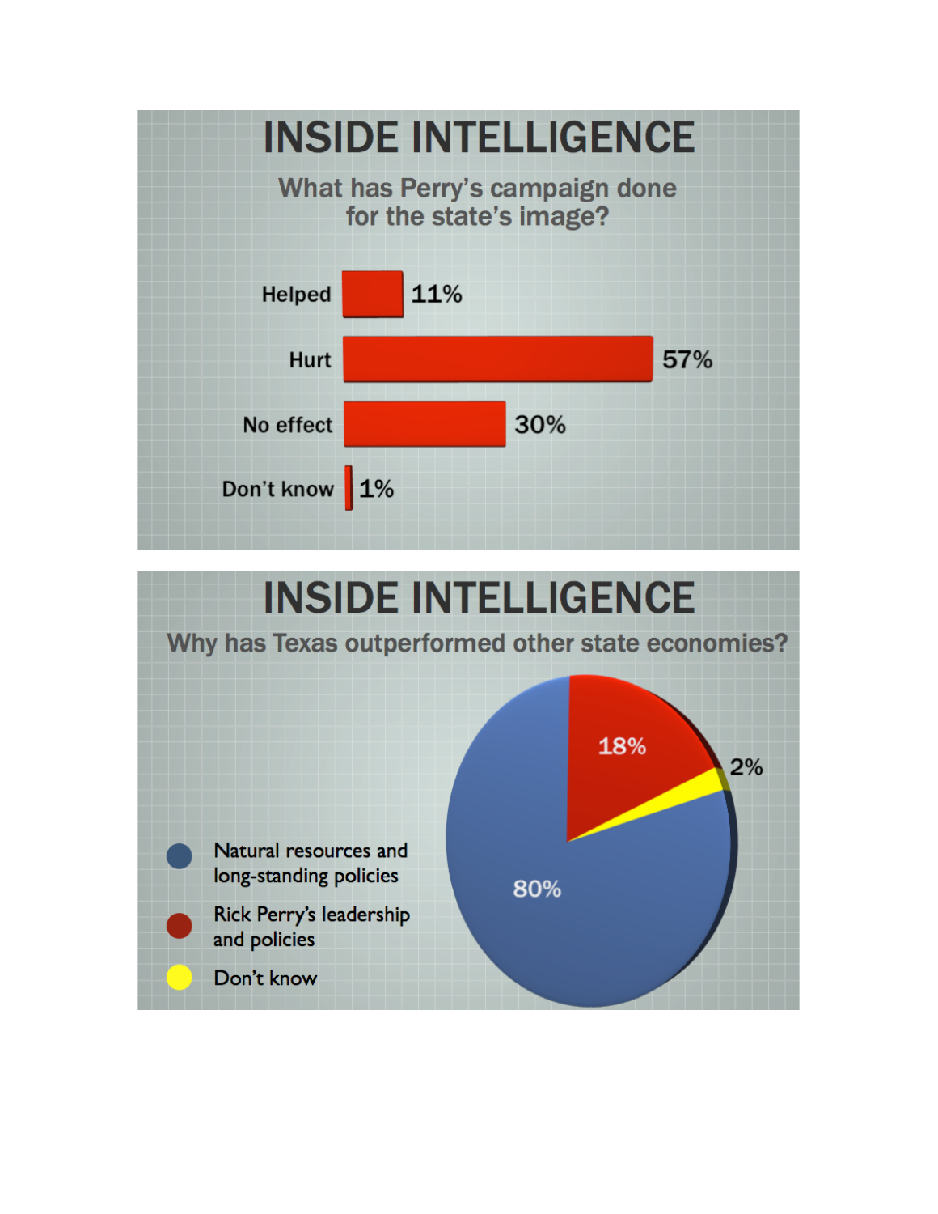# INSIDE INTELLIGENCE

## What has Perry's campaign done for the state's image?

| Response | Percent |
|---|---|
| Helped | 11% |
| Hurt | 57% |
| No effect | 30% |
| Don't know | 1% |

# INSIDE INTELLIGENCE

## Why has Texas outperformed other state economies?

| Response | Percent |
|---|---|
| Natural resources and long-standing policies | 80% |
| Rick Perry's leadership and policies | 18% |
| Don't know | 2% |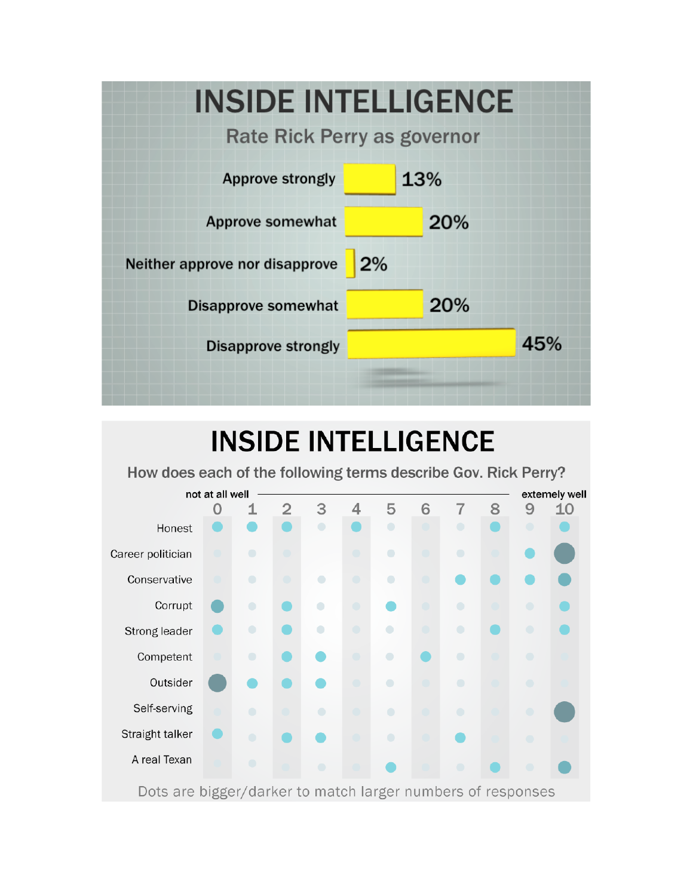# INSIDE INTELLIGENCE

## Rate Rick Perry as governor

| Response | Percent |
|---|---|
| Approve strongly | 13% |
| Approve somewhat | 20% |
| Neither approve nor disapprove | 2% |
| Disapprove somewhat | 20% |
| Disapprove strongly | 45% |

# INSIDE INTELLIGENCE

## How does each of the following terms describe Gov. Rick Perry?

not at all well — extemely well

| | 0 | 1 | 2 | 3 | 4 | 5 | 6 | 7 | 8 | 9 | 10 |
|---|---|---|---|---|---|---|---|---|---|---|---|
| Honest | | | | | | | | | | | |
| Career politician | | | | | | | | | | | |
| Conservative | | | | | | | | | | | |
| Corrupt | | | | | | | | | | | |
| Strong leader | | | | | | | | | | | |
| Competent | | | | | | | | | | | |
| Outsider | | | | | | | | | | | |
| Self-serving | | | | | | | | | | | |
| Straight talker | | | | | | | | | | | |
| A real Texan | | | | | | | | | | | |

Dots are bigger/darker to match larger numbers of responses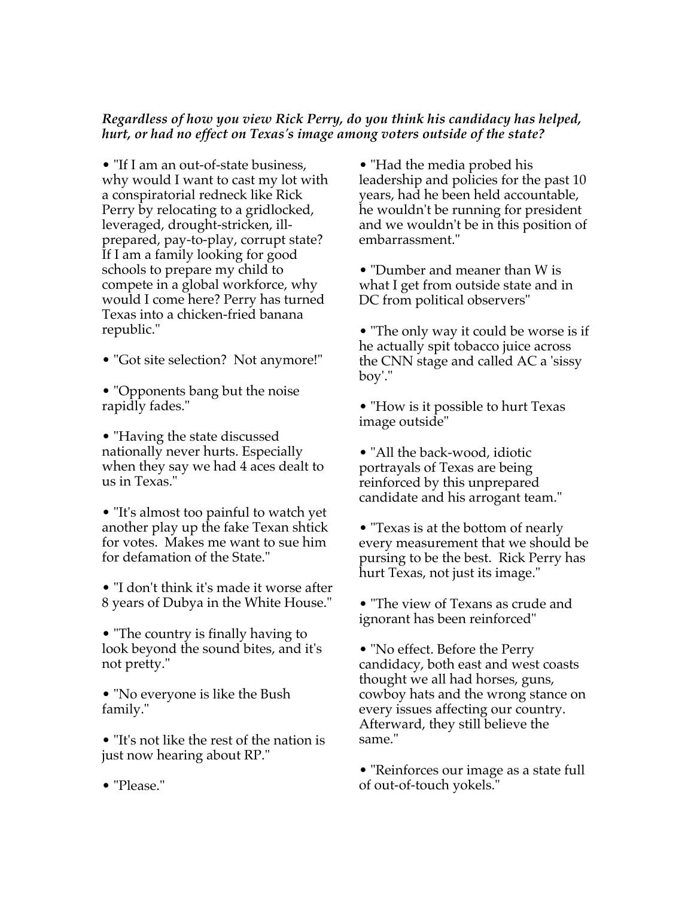***Regardless of how you view Rick Perry, do you think his candidacy has helped, hurt, or had no effect on Texas's image among voters outside of the state?***

- "If I am an out-of-state business, why would I want to cast my lot with a conspiratorial redneck like Rick Perry by relocating to a gridlocked, leveraged, drought-stricken, ill-prepared, pay-to-play, corrupt state? If I am a family looking for good schools to prepare my child to compete in a global workforce, why would I come here? Perry has turned Texas into a chicken-fried banana republic."

- "Got site selection? Not anymore!"

- "Opponents bang but the noise rapidly fades."

- "Having the state discussed nationally never hurts. Especially when they say we had 4 aces dealt to us in Texas."

- "It's almost too painful to watch yet another play up the fake Texan shtick for votes. Makes me want to sue him for defamation of the State."

- "I don't think it's made it worse after 8 years of Dubya in the White House."

- "The country is finally having to look beyond the sound bites, and it's not pretty."

- "No everyone is like the Bush family."

- "It's not like the rest of the nation is just now hearing about RP."

- "Please."

- "Had the media probed his leadership and policies for the past 10 years, had he been held accountable, he wouldn't be running for president and we wouldn't be in this position of embarrassment."

- "Dumber and meaner than W is what I get from outside state and in DC from political observers"

- "The only way it could be worse is if he actually spit tobacco juice across the CNN stage and called AC a 'sissy boy'."

- "How is it possible to hurt Texas image outside"

- "All the back-wood, idiotic portrayals of Texas are being reinforced by this unprepared candidate and his arrogant team."

- "Texas is at the bottom of nearly every measurement that we should be pursing to be the best. Rick Perry has hurt Texas, not just its image."

- "The view of Texans as crude and ignorant has been reinforced"

- "No effect. Before the Perry candidacy, both east and west coasts thought we all had horses, guns, cowboy hats and the wrong stance on every issues affecting our country. Afterward, they still believe the same."

- "Reinforces our image as a state full of out-of-touch yokels."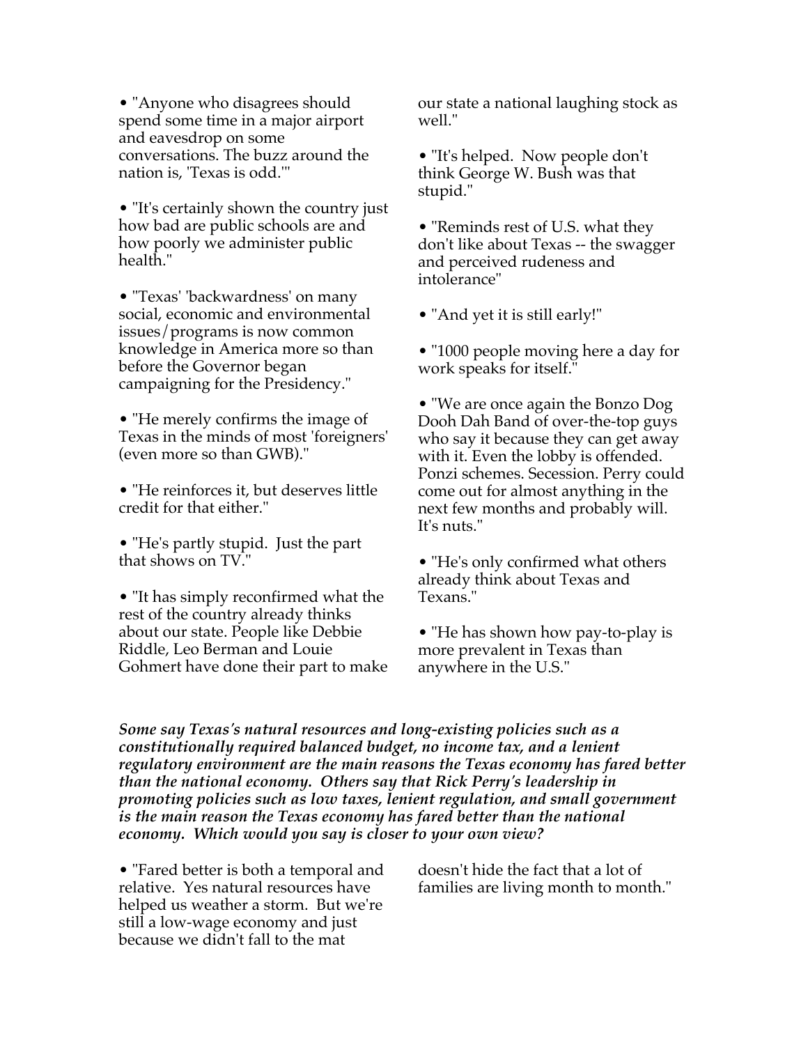- "Anyone who disagrees should spend some time in a major airport and eavesdrop on some conversations. The buzz around the nation is, 'Texas is odd.'"

- "It's certainly shown the country just how bad are public schools are and how poorly we administer public health."

- "Texas' 'backwardness' on many social, economic and environmental issues/programs is now common knowledge in America more so than before the Governor began campaigning for the Presidency."

- "He merely confirms the image of Texas in the minds of most 'foreigners' (even more so than GWB)."

- "He reinforces it, but deserves little credit for that either."

- "He's partly stupid. Just the part that shows on TV."

- "It has simply reconfirmed what the rest of the country already thinks about our state. People like Debbie Riddle, Leo Berman and Louie Gohmert have done their part to make our state a national laughing stock as well."

- "It's helped. Now people don't think George W. Bush was that stupid."

- "Reminds rest of U.S. what they don't like about Texas -- the swagger and perceived rudeness and intolerance"

- "And yet it is still early!"

- "1000 people moving here a day for work speaks for itself."

- "We are once again the Bonzo Dog Dooh Dah Band of over-the-top guys who say it because they can get away with it. Even the lobby is offended. Ponzi schemes. Secession. Perry could come out for almost anything in the next few months and probably will. It's nuts."

- "He's only confirmed what others already think about Texas and Texans."

- "He has shown how pay-to-play is more prevalent in Texas than anywhere in the U.S."

***Some say Texas's natural resources and long-existing policies such as a constitutionally required balanced budget, no income tax, and a lenient regulatory environment are the main reasons the Texas economy has fared better than the national economy. Others say that Rick Perry's leadership in promoting policies such as low taxes, lenient regulation, and small government is the main reason the Texas economy has fared better than the national economy. Which would you say is closer to your own view?***

- "Fared better is both a temporal and relative. Yes natural resources have helped us weather a storm. But we're still a low-wage economy and just because we didn't fall to the mat doesn't hide the fact that a lot of families are living month to month."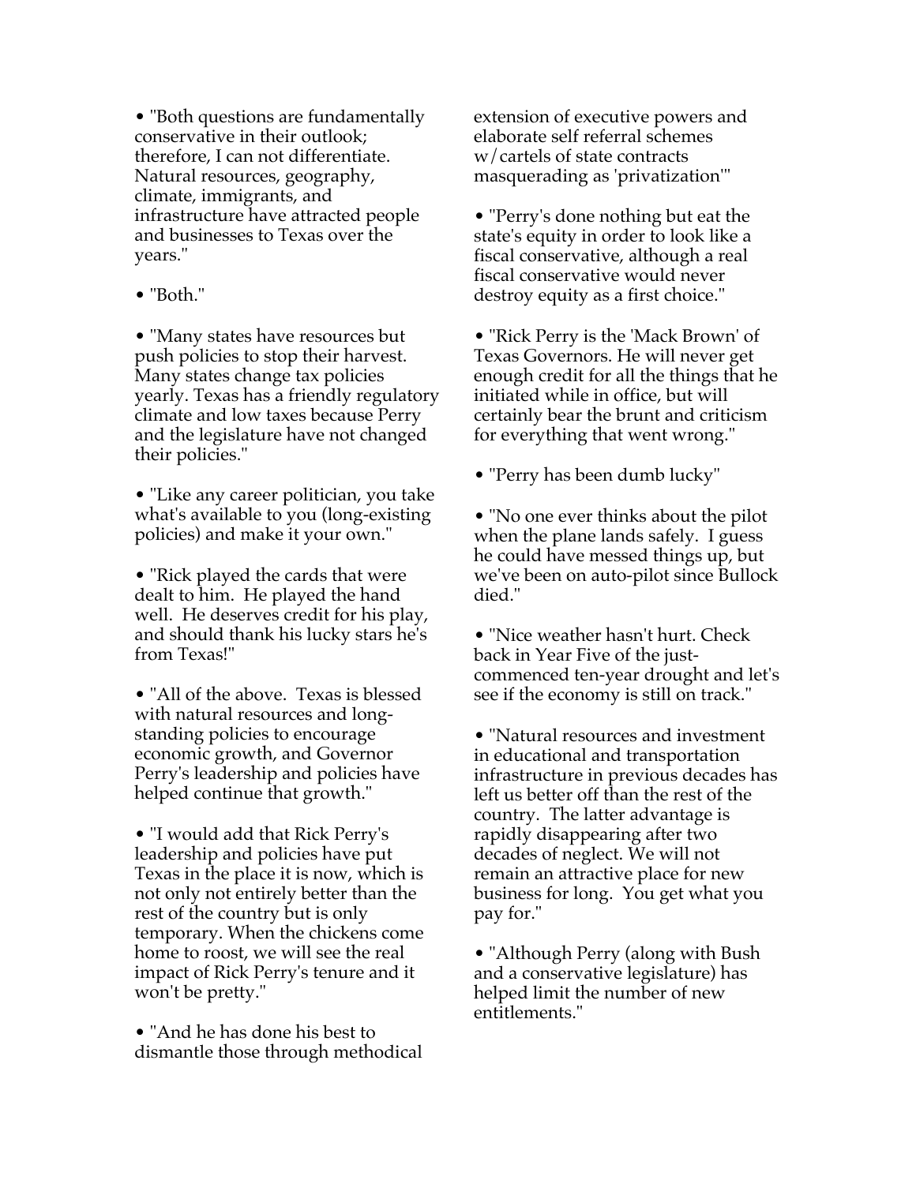- "Both questions are fundamentally conservative in their outlook; therefore, I can not differentiate. Natural resources, geography, climate, immigrants, and infrastructure have attracted people and businesses to Texas over the years."

- "Both."

- "Many states have resources but push policies to stop their harvest. Many states change tax policies yearly. Texas has a friendly regulatory climate and low taxes because Perry and the legislature have not changed their policies."

- "Like any career politician, you take what's available to you (long-existing policies) and make it your own."

- "Rick played the cards that were dealt to him. He played the hand well. He deserves credit for his play, and should thank his lucky stars he's from Texas!"

- "All of the above. Texas is blessed with natural resources and long-standing policies to encourage economic growth, and Governor Perry's leadership and policies have helped continue that growth."

- "I would add that Rick Perry's leadership and policies have put Texas in the place it is now, which is not only not entirely better than the rest of the country but is only temporary. When the chickens come home to roost, we will see the real impact of Rick Perry's tenure and it won't be pretty."

- "And he has done his best to dismantle those through methodical extension of executive powers and elaborate self referral schemes w/cartels of state contracts masquerading as 'privatization'"

- "Perry's done nothing but eat the state's equity in order to look like a fiscal conservative, although a real fiscal conservative would never destroy equity as a first choice."

- "Rick Perry is the 'Mack Brown' of Texas Governors. He will never get enough credit for all the things that he initiated while in office, but will certainly bear the brunt and criticism for everything that went wrong."

- "Perry has been dumb lucky"

- "No one ever thinks about the pilot when the plane lands safely. I guess he could have messed things up, but we've been on auto-pilot since Bullock died."

- "Nice weather hasn't hurt. Check back in Year Five of the just-commenced ten-year drought and let's see if the economy is still on track."

- "Natural resources and investment in educational and transportation infrastructure in previous decades has left us better off than the rest of the country. The latter advantage is rapidly disappearing after two decades of neglect. We will not remain an attractive place for new business for long. You get what you pay for."

- "Although Perry (along with Bush and a conservative legislature) has helped limit the number of new entitlements."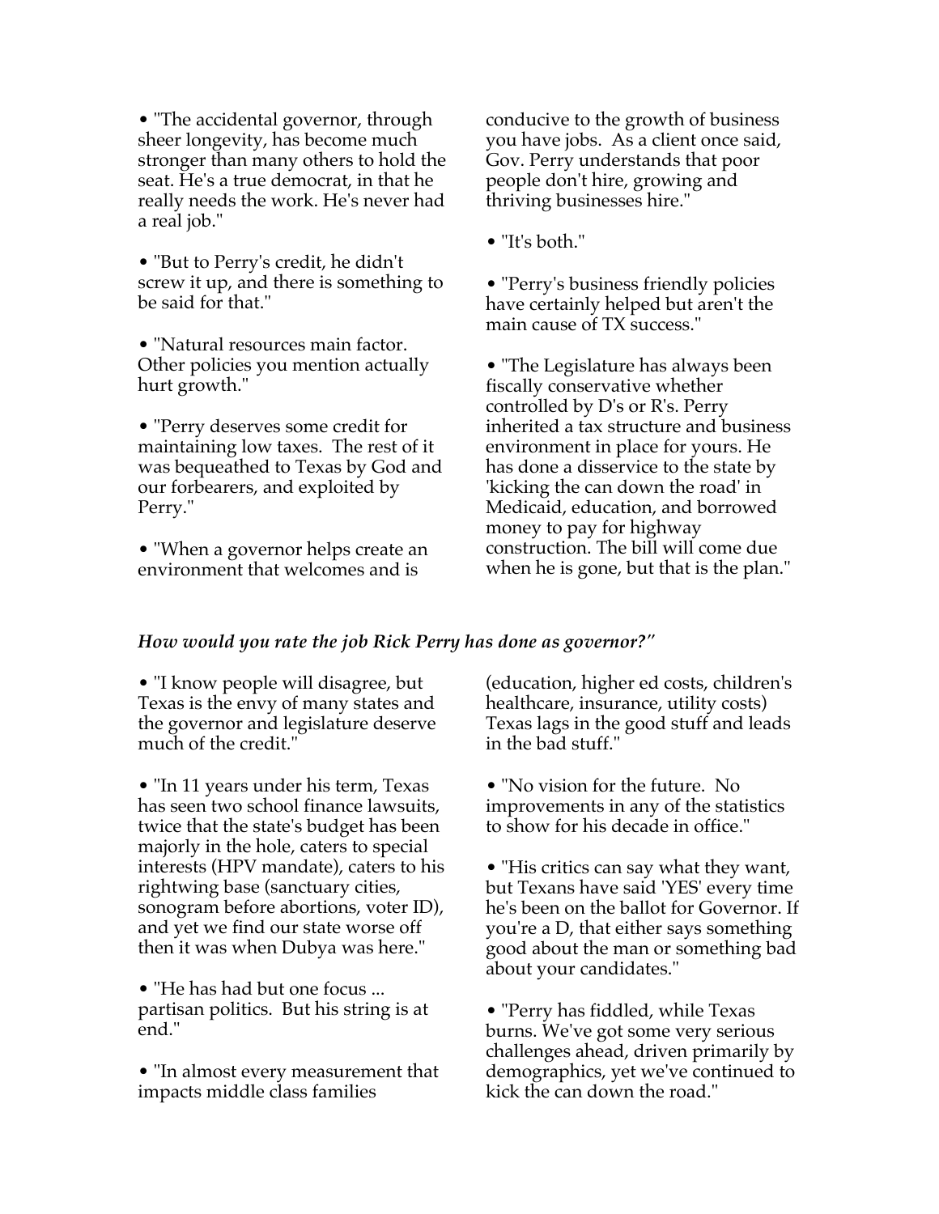• "The accidental governor, through sheer longevity, has become much stronger than many others to hold the seat. He's a true democrat, in that he really needs the work. He's never had a real job."

• "But to Perry's credit, he didn't screw it up, and there is something to be said for that."

• "Natural resources main factor. Other policies you mention actually hurt growth."

• "Perry deserves some credit for maintaining low taxes. The rest of it was bequeathed to Texas by God and our forbearers, and exploited by Perry."

• "When a governor helps create an environment that welcomes and is conducive to the growth of business you have jobs. As a client once said, Gov. Perry understands that poor people don't hire, growing and thriving businesses hire."

• "It's both."

• "Perry's business friendly policies have certainly helped but aren't the main cause of TX success."

• "The Legislature has always been fiscally conservative whether controlled by D's or R's. Perry inherited a tax structure and business environment in place for yours. He has done a disservice to the state by 'kicking the can down the road' in Medicaid, education, and borrowed money to pay for highway construction. The bill will come due when he is gone, but that is the plan."

***How would you rate the job Rick Perry has done as governor?"***

• "I know people will disagree, but Texas is the envy of many states and the governor and legislature deserve much of the credit."

• "In 11 years under his term, Texas has seen two school finance lawsuits, twice that the state's budget has been majorly in the hole, caters to special interests (HPV mandate), caters to his rightwing base (sanctuary cities, sonogram before abortions, voter ID), and yet we find our state worse off then it was when Dubya was here."

• "He has had but one focus ... partisan politics. But his string is at end."

• "In almost every measurement that impacts middle class families (education, higher ed costs, children's healthcare, insurance, utility costs) Texas lags in the good stuff and leads in the bad stuff."

• "No vision for the future. No improvements in any of the statistics to show for his decade in office."

• "His critics can say what they want, but Texans have said 'YES' every time he's been on the ballot for Governor. If you're a D, that either says something good about the man or something bad about your candidates."

• "Perry has fiddled, while Texas burns. We've got some very serious challenges ahead, driven primarily by demographics, yet we've continued to kick the can down the road."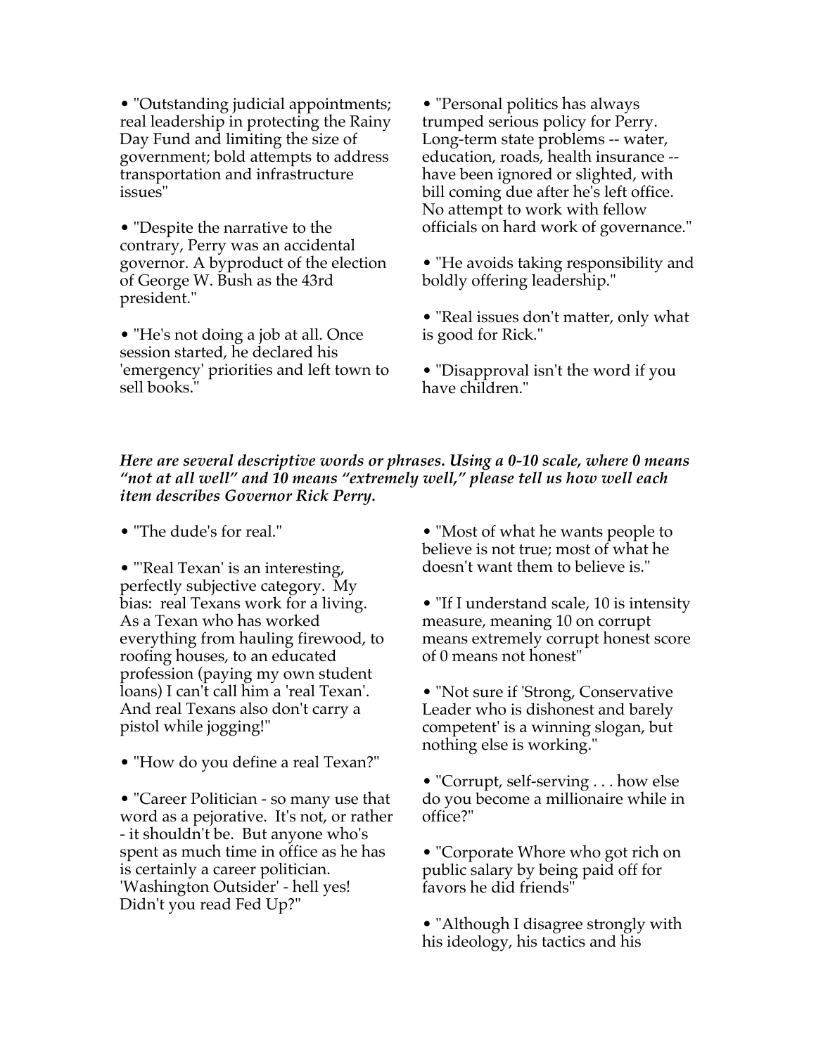- "Outstanding judicial appointments; real leadership in protecting the Rainy Day Fund and limiting the size of government; bold attempts to address transportation and infrastructure issues"

- "Despite the narrative to the contrary, Perry was an accidental governor. A byproduct of the election of George W. Bush as the 43rd president."

- "He's not doing a job at all. Once session started, he declared his 'emergency' priorities and left town to sell books."

- "Personal politics has always trumped serious policy for Perry. Long-term state problems -- water, education, roads, health insurance -- have been ignored or slighted, with bill coming due after he's left office. No attempt to work with fellow officials on hard work of governance."

- "He avoids taking responsibility and boldly offering leadership."

- "Real issues don't matter, only what is good for Rick."

- "Disapproval isn't the word if you have children."

***Here are several descriptive words or phrases. Using a 0-10 scale, where 0 means "not at all well" and 10 means "extremely well," please tell us how well each item describes Governor Rick Perry.***

- "The dude's for real."

- "'Real Texan' is an interesting, perfectly subjective category. My bias: real Texans work for a living. As a Texan who has worked everything from hauling firewood, to roofing houses, to an educated profession (paying my own student loans) I can't call him a 'real Texan'. And real Texans also don't carry a pistol while jogging!"

- "How do you define a real Texan?"

- "Career Politician - so many use that word as a pejorative. It's not, or rather - it shouldn't be. But anyone who's spent as much time in office as he has is certainly a career politician. 'Washington Outsider' - hell yes! Didn't you read Fed Up?"

- "Most of what he wants people to believe is not true; most of what he doesn't want them to believe is."

- "If I understand scale, 10 is intensity measure, meaning 10 on corrupt means extremely corrupt honest score of 0 means not honest"

- "Not sure if 'Strong, Conservative Leader who is dishonest and barely competent' is a winning slogan, but nothing else is working."

- "Corrupt, self-serving . . . how else do you become a millionaire while in office?"

- "Corporate Whore who got rich on public salary by being paid off for favors he did friends"

- "Although I disagree strongly with his ideology, his tactics and his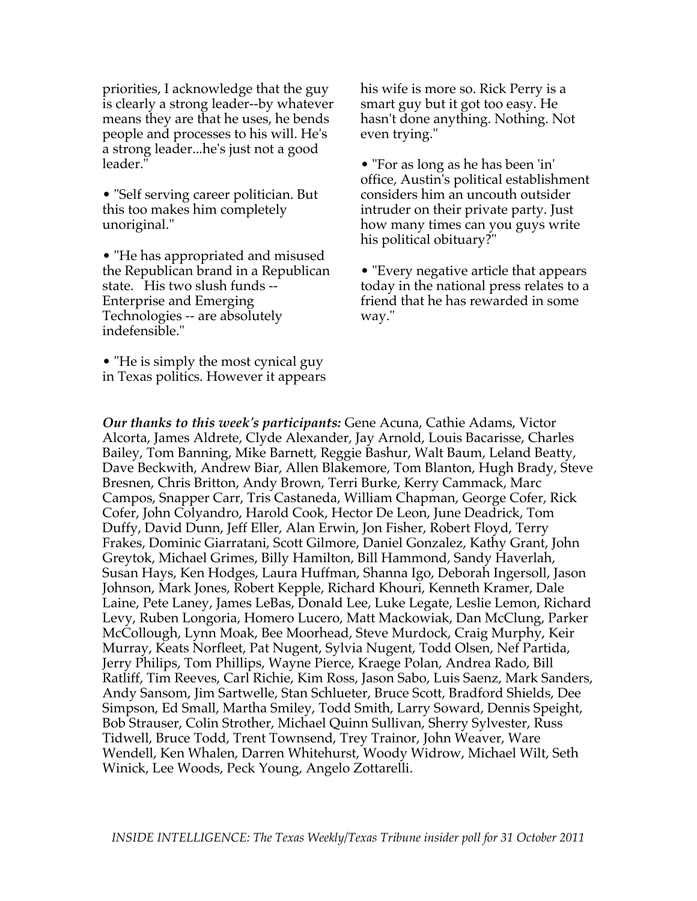priorities, I acknowledge that the guy is clearly a strong leader--by whatever means they are that he uses, he bends people and processes to his will. He's a strong leader...he's just not a good leader."

• "Self serving career politician. But this too makes him completely unoriginal."

• "He has appropriated and misused the Republican brand in a Republican state.   His two slush funds -- Enterprise and Emerging Technologies -- are absolutely indefensible."

• "He is simply the most cynical guy in Texas politics. However it appears his wife is more so. Rick Perry is a smart guy but it got too easy. He hasn't done anything. Nothing. Not even trying."

• "For as long as he has been 'in' office, Austin's political establishment considers him an uncouth outsider intruder on their private party. Just how many times can you guys write his political obituary?"

• "Every negative article that appears today in the national press relates to a friend that he has rewarded in some way."

***Our thanks to this week's participants:*** Gene Acuna, Cathie Adams, Victor Alcorta, James Aldrete, Clyde Alexander, Jay Arnold, Louis Bacarisse, Charles Bailey, Tom Banning, Mike Barnett, Reggie Bashur, Walt Baum, Leland Beatty, Dave Beckwith, Andrew Biar, Allen Blakemore, Tom Blanton, Hugh Brady, Steve Bresnen, Chris Britton, Andy Brown, Terri Burke, Kerry Cammack, Marc Campos, Snapper Carr, Tris Castaneda, William Chapman, George Cofer, Rick Cofer, John Colyandro, Harold Cook, Hector De Leon, June Deadrick, Tom Duffy, David Dunn, Jeff Eller, Alan Erwin, Jon Fisher, Robert Floyd, Terry Frakes, Dominic Giarratani, Scott Gilmore, Daniel Gonzalez, Kathy Grant, John Greytok, Michael Grimes, Billy Hamilton, Bill Hammond, Sandy Haverlah, Susan Hays, Ken Hodges, Laura Huffman, Shanna Igo, Deborah Ingersoll, Jason Johnson, Mark Jones, Robert Kepple, Richard Khouri, Kenneth Kramer, Dale Laine, Pete Laney, James LeBas, Donald Lee, Luke Legate, Leslie Lemon, Richard Levy, Ruben Longoria, Homero Lucero, Matt Mackowiak, Dan McClung, Parker McCollough, Lynn Moak, Bee Moorhead, Steve Murdock, Craig Murphy, Keir Murray, Keats Norfleet, Pat Nugent, Sylvia Nugent, Todd Olsen, Nef Partida, Jerry Philips, Tom Phillips, Wayne Pierce, Kraege Polan, Andrea Rado, Bill Ratliff, Tim Reeves, Carl Richie, Kim Ross, Jason Sabo, Luis Saenz, Mark Sanders, Andy Sansom, Jim Sartwelle, Stan Schlueter, Bruce Scott, Bradford Shields, Dee Simpson, Ed Small, Martha Smiley, Todd Smith, Larry Soward, Dennis Speight, Bob Strauser, Colin Strother, Michael Quinn Sullivan, Sherry Sylvester, Russ Tidwell, Bruce Todd, Trent Townsend, Trey Trainor, John Weaver, Ware Wendell, Ken Whalen, Darren Whitehurst, Woody Widrow, Michael Wilt, Seth Winick, Lee Woods, Peck Young, Angelo Zottarelli.